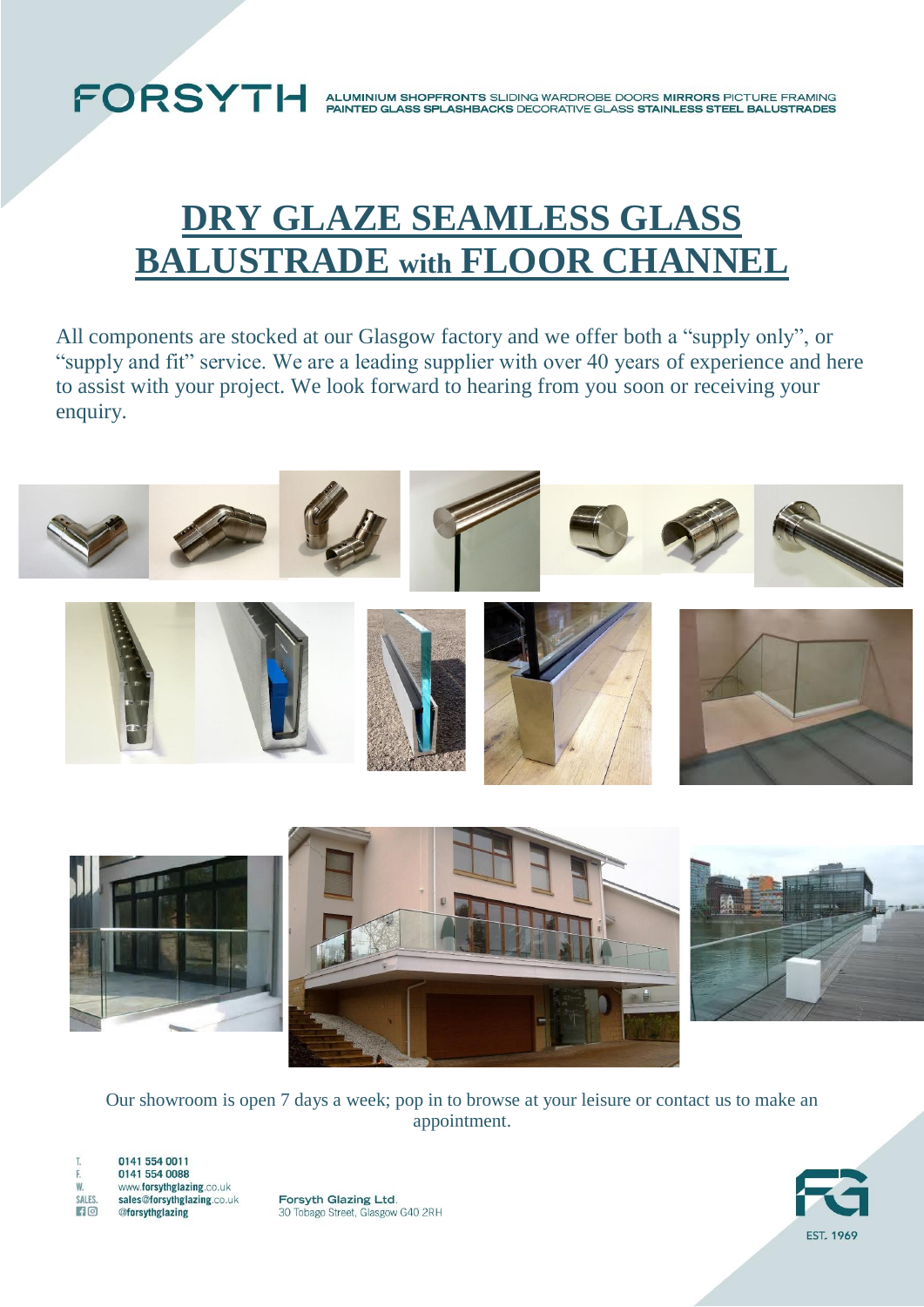FORSYTH ALUMINIUM SHOPFRONTS SLIDING WARDROBE DOORS MIRRORS PICTURE FRAMING PAINTED GLASS SPLASHBACKS DECORATIVE GLASS STAINLESS STEEL BALUSTRADES

# DRY GLAZE SEAMLESS GLASS BALUSTRADE with FLOOR CHANNEL

All components are stocked at our Glasgow factory and we offer both a "supply only", or "supply and fit" service. We are a leading supplier with over 40 years of experience and here to assist with your project. We look forward to hearing from you soon or receiving your enquiry.

Our showroom is open 7 days a week; pop in to browse at your leisure or contact us to make an appointment.

T. 0141 554 0011
F. 0141 554 0088
W. www.forsythglazing.co.uk
SALES. sales@forsythglazing.co.uk
@forsythglazing

Forsyth Glazing Ltd.
30 Tobago Street, Glasgow G40 2RH

EST. 1969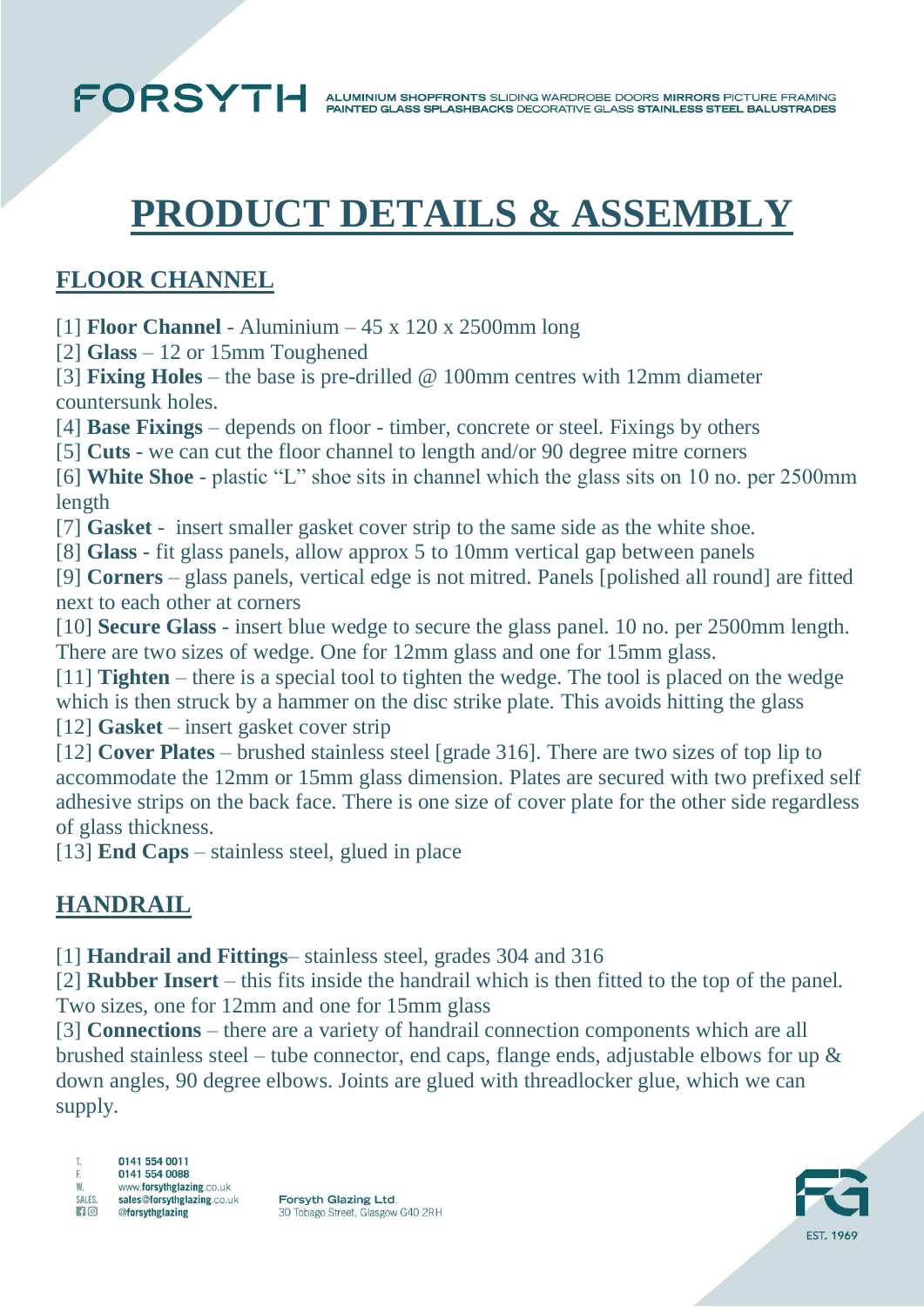# PRODUCT DETAILS & ASSEMBLY

## FLOOR CHANNEL

[1] **Floor Channel** - Aluminium – 45 x 120 x 2500mm long
[2] **Glass** – 12 or 15mm Toughened
[3] **Fixing Holes** – the base is pre-drilled @ 100mm centres with 12mm diameter countersunk holes.
[4] **Base Fixings** – depends on floor - timber, concrete or steel. Fixings by others
[5] **Cuts** - we can cut the floor channel to length and/or 90 degree mitre corners
[6] **White Shoe** - plastic "L" shoe sits in channel which the glass sits on 10 no. per 2500mm length
[7] **Gasket** - insert smaller gasket cover strip to the same side as the white shoe.
[8] **Glass** - fit glass panels, allow approx 5 to 10mm vertical gap between panels
[9] **Corners** – glass panels, vertical edge is not mitred. Panels [polished all round] are fitted next to each other at corners
[10] **Secure Glass** - insert blue wedge to secure the glass panel. 10 no. per 2500mm length. There are two sizes of wedge. One for 12mm glass and one for 15mm glass.
[11] **Tighten** – there is a special tool to tighten the wedge. The tool is placed on the wedge which is then struck by a hammer on the disc strike plate. This avoids hitting the glass
[12] **Gasket** – insert gasket cover strip
[12] **Cover Plates** – brushed stainless steel [grade 316]. There are two sizes of top lip to accommodate the 12mm or 15mm glass dimension. Plates are secured with two prefixed self adhesive strips on the back face. There is one size of cover plate for the other side regardless of glass thickness.
[13] **End Caps** – stainless steel, glued in place

## HANDRAIL

[1] **Handrail and Fittings**– stainless steel, grades 304 and 316
[2] **Rubber Insert** – this fits inside the handrail which is then fitted to the top of the panel. Two sizes, one for 12mm and one for 15mm glass
[3] **Connections** – there are a variety of handrail connection components which are all brushed stainless steel – tube connector, end caps, flange ends, adjustable elbows for up & down angles, 90 degree elbows. Joints are glued with threadlocker glue, which we can supply.